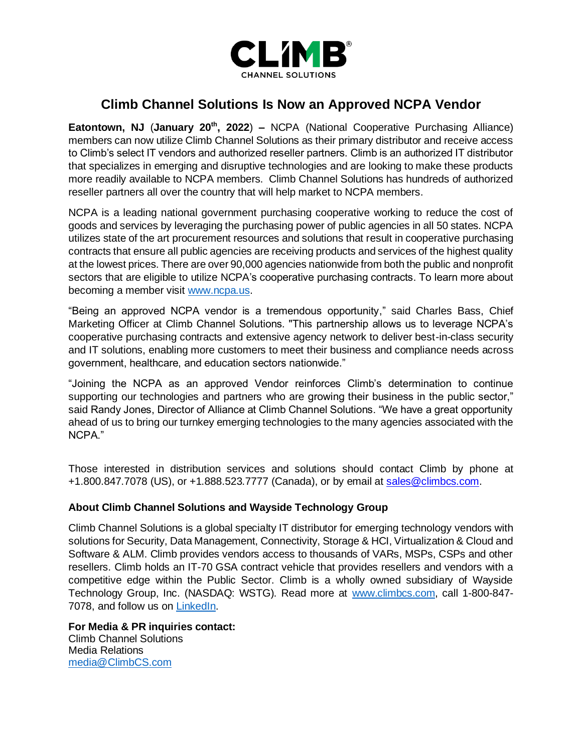# Climb Channel Solutions Is Now an Approved NCPA Vendor

**Eatontown, NJ** (**January 20th, 2022**) **–** NCPA (National Cooperative Purchasing Alliance) members can now utilize Climb Channel Solutions as their primary distributor and receive access to Climb's select IT vendors and authorized reseller partners. Climb is an authorized IT distributor that specializes in emerging and disruptive technologies and are looking to make these products more readily available to NCPA members. Climb Channel Solutions has hundreds of authorized reseller partners all over the country that will help market to NCPA members.

NCPA is a leading national government purchasing cooperative working to reduce the cost of goods and services by leveraging the purchasing power of public agencies in all 50 states. NCPA utilizes state of the art procurement resources and solutions that result in cooperative purchasing contracts that ensure all public agencies are receiving products and services of the highest quality at the lowest prices. There are over 90,000 agencies nationwide from both the public and nonprofit sectors that are eligible to utilize NCPA's cooperative purchasing contracts. To learn more about becoming a member visit www.ncpa.us.

"Being an approved NCPA vendor is a tremendous opportunity," said Charles Bass, Chief Marketing Officer at Climb Channel Solutions. "This partnership allows us to leverage NCPA's cooperative purchasing contracts and extensive agency network to deliver best-in-class security and IT solutions, enabling more customers to meet their business and compliance needs across government, healthcare, and education sectors nationwide."

"Joining the NCPA as an approved Vendor reinforces Climb's determination to continue supporting our technologies and partners who are growing their business in the public sector," said Randy Jones, Director of Alliance at Climb Channel Solutions. "We have a great opportunity ahead of us to bring our turnkey emerging technologies to the many agencies associated with the NCPA."

Those interested in distribution services and solutions should contact Climb by phone at +1.800.847.7078 (US), or +1.888.523.7777 (Canada), or by email at sales@climbcs.com.

**About Climb Channel Solutions and Wayside Technology Group**

Climb Channel Solutions is a global specialty IT distributor for emerging technology vendors with solutions for Security, Data Management, Connectivity, Storage & HCI, Virtualization & Cloud and Software & ALM. Climb provides vendors access to thousands of VARs, MSPs, CSPs and other resellers. Climb holds an IT-70 GSA contract vehicle that provides resellers and vendors with a competitive edge within the Public Sector. Climb is a wholly owned subsidiary of Wayside Technology Group, Inc. (NASDAQ: WSTG). Read more at www.climbcs.com, call 1-800-847-7078, and follow us on LinkedIn.

**For Media & PR inquiries contact:**
Climb Channel Solutions
Media Relations
media@ClimbCS.com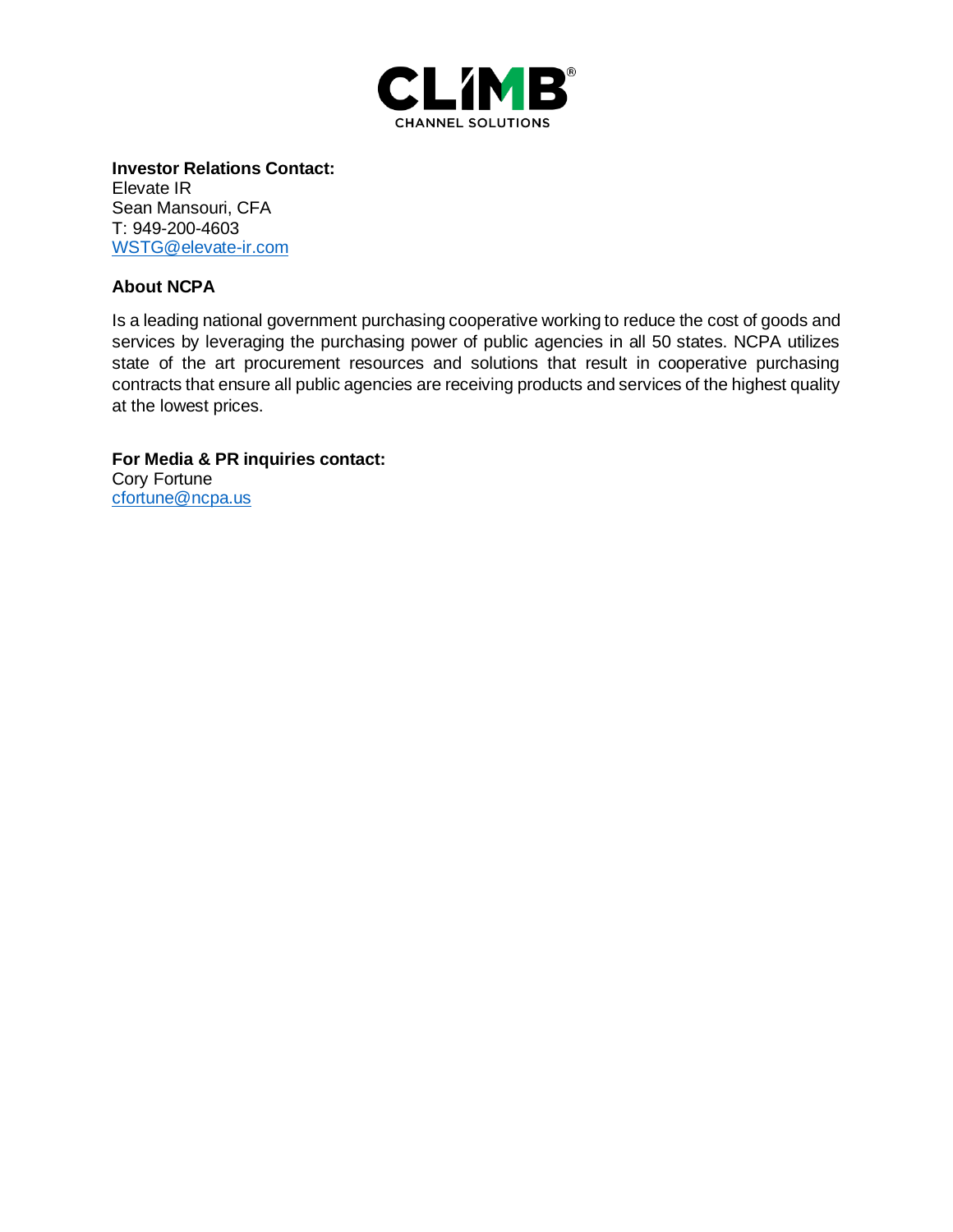**Investor Relations Contact:**
Elevate IR
Sean Mansouri, CFA
T: 949-200-4603
WSTG@elevate-ir.com

**About NCPA**

Is a leading national government purchasing cooperative working to reduce the cost of goods and services by leveraging the purchasing power of public agencies in all 50 states. NCPA utilizes state of the art procurement resources and solutions that result in cooperative purchasing contracts that ensure all public agencies are receiving products and services of the highest quality at the lowest prices.

**For Media & PR inquiries contact:**
Cory Fortune
cfortune@ncpa.us